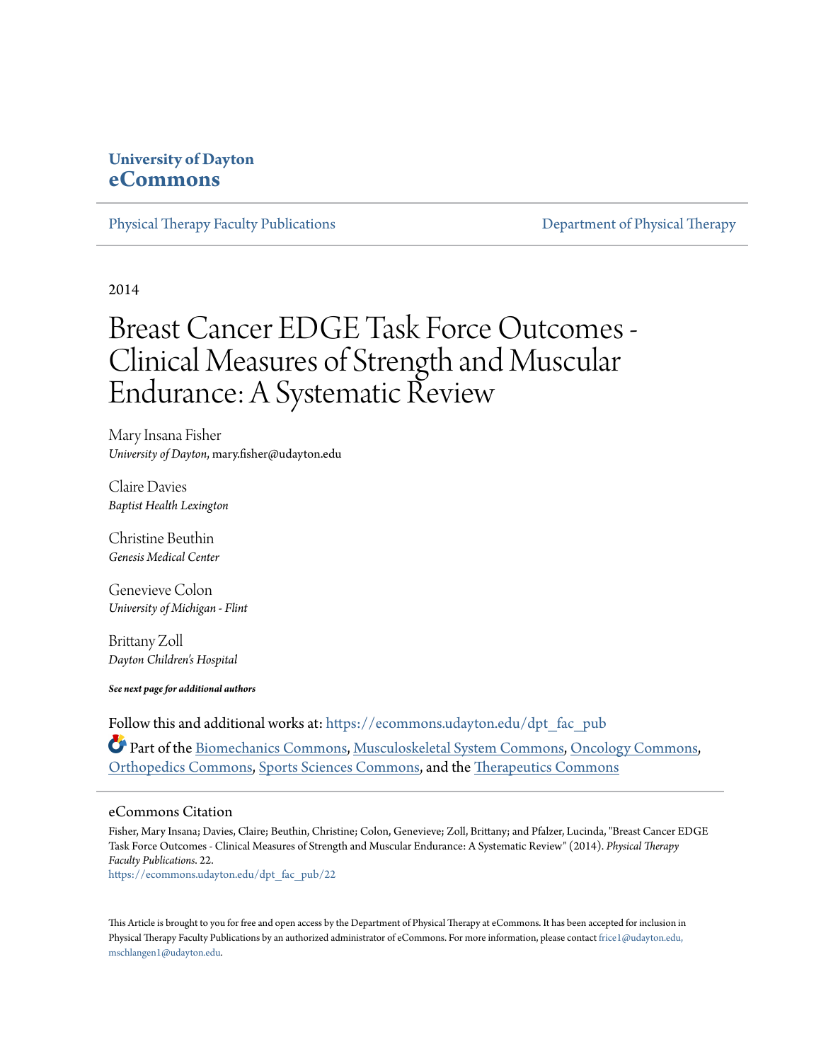**University of Dayton**
**eCommons**

Physical Therapy Faculty Publications | Department of Physical Therapy

2014

# Breast Cancer EDGE Task Force Outcomes - Clinical Measures of Strength and Muscular Endurance: A Systematic Review

Mary Insana Fisher
*University of Dayton*, mary.fisher@udayton.edu

Claire Davies
*Baptist Health Lexington*

Christine Beuthin
*Genesis Medical Center*

Genevieve Colon
*University of Michigan - Flint*

Brittany Zoll
*Dayton Children's Hospital*

***See next page for additional authors***

Follow this and additional works at: https://ecommons.udayton.edu/dpt_fac_pub

Part of the Biomechanics Commons, Musculoskeletal System Commons, Oncology Commons, Orthopedics Commons, Sports Sciences Commons, and the Therapeutics Commons

## eCommons Citation

Fisher, Mary Insana; Davies, Claire; Beuthin, Christine; Colon, Genevieve; Zoll, Brittany; and Pfalzer, Lucinda, "Breast Cancer EDGE Task Force Outcomes - Clinical Measures of Strength and Muscular Endurance: A Systematic Review" (2014). *Physical Therapy Faculty Publications*. 22.
https://ecommons.udayton.edu/dpt_fac_pub/22

This Article is brought to you for free and open access by the Department of Physical Therapy at eCommons. It has been accepted for inclusion in Physical Therapy Faculty Publications by an authorized administrator of eCommons. For more information, please contact frice1@udayton.edu, mschlangen1@udayton.edu.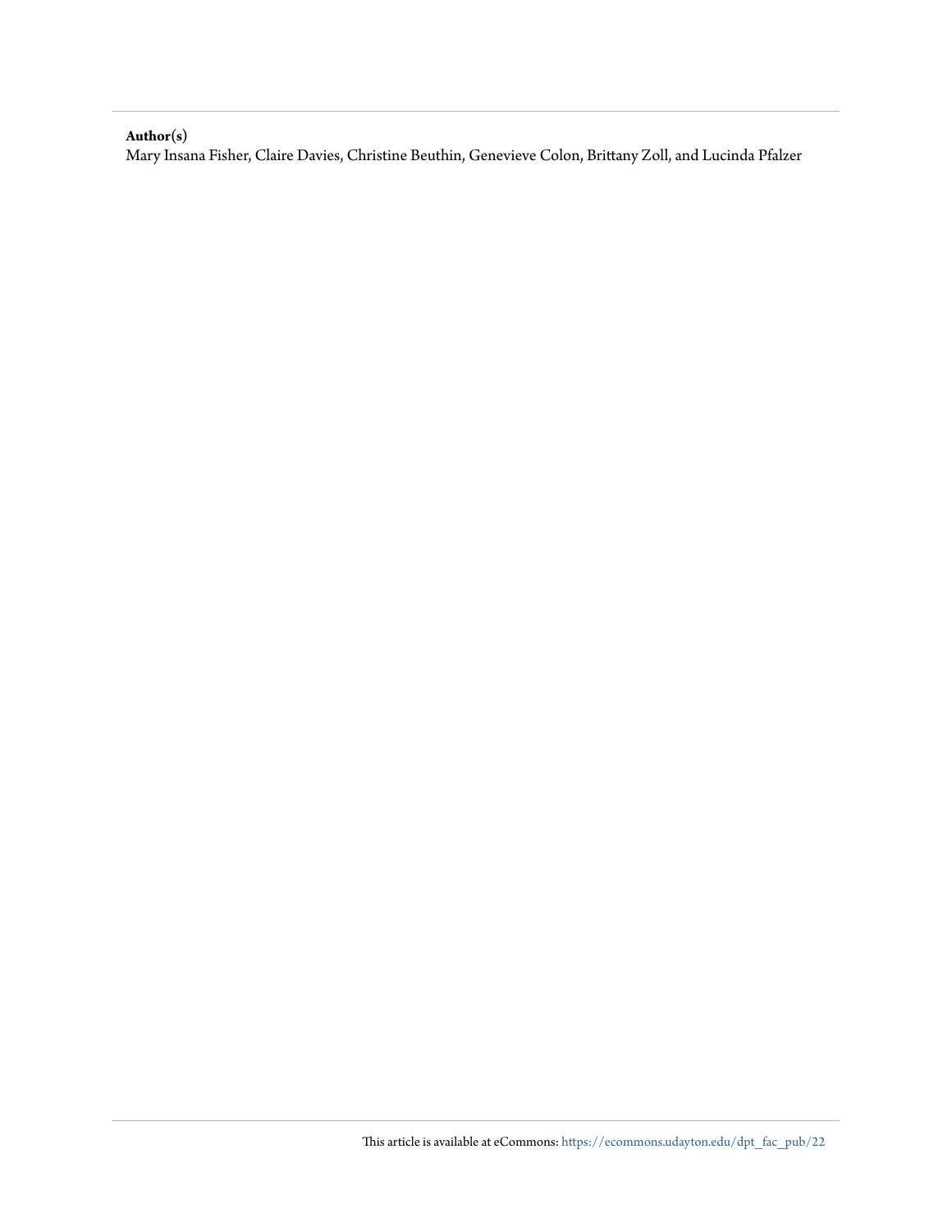**Author(s)**

Mary Insana Fisher, Claire Davies, Christine Beuthin, Genevieve Colon, Brittany Zoll, and Lucinda Pfalzer

This article is available at eCommons: https://ecommons.udayton.edu/dpt_fac_pub/22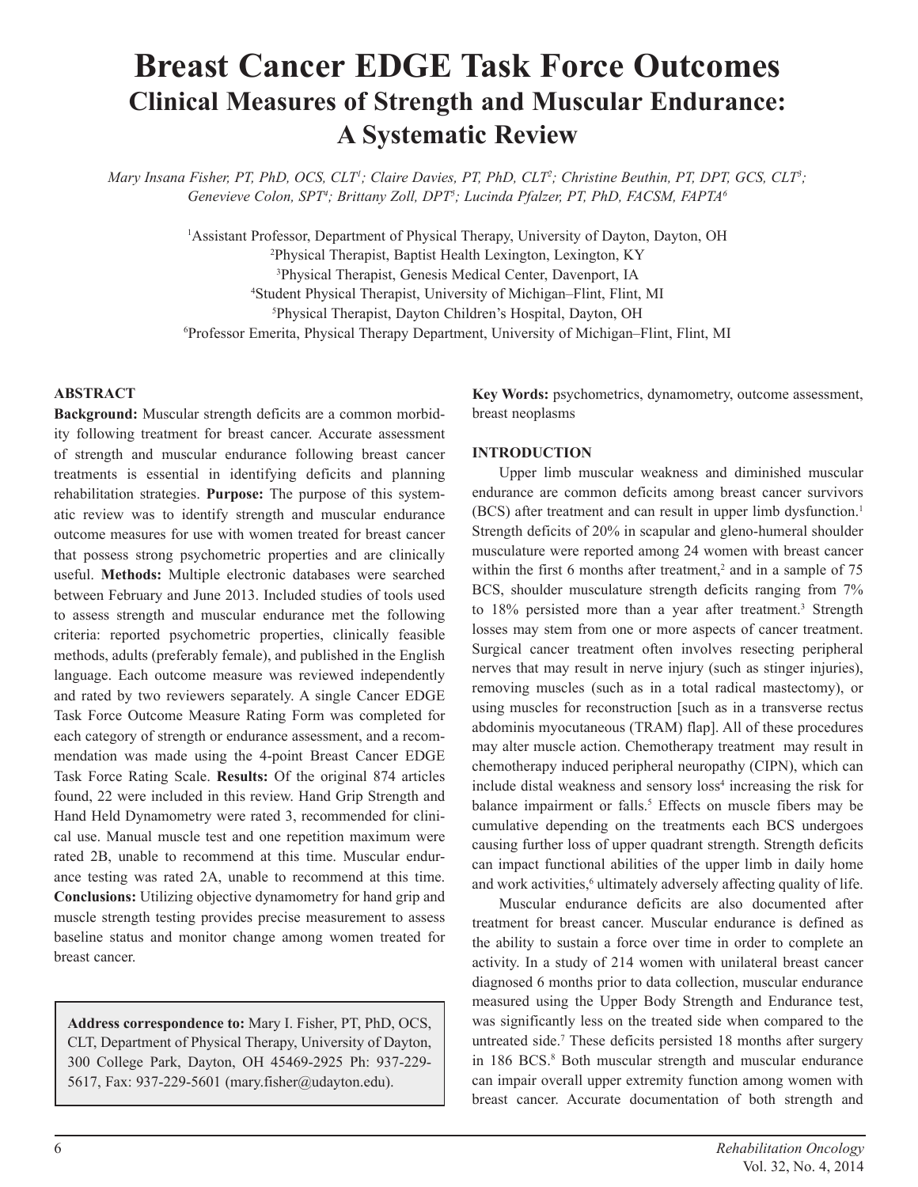# Breast Cancer EDGE Task Force Outcomes

## Clinical Measures of Strength and Muscular Endurance: A Systematic Review

*Mary Insana Fisher, PT, PhD, OCS, CLT[1]; Claire Davies, PT, PhD, CLT[2]; Christine Beuthin, PT, DPT, GCS, CLT[3]; Genevieve Colon, SPT[4]; Brittany Zoll, DPT[5]; Lucinda Pfalzer, PT, PhD, FACSM, FAPTA[6]*

[1]Assistant Professor, Department of Physical Therapy, University of Dayton, Dayton, OH
[2]Physical Therapist, Baptist Health Lexington, Lexington, KY
[3]Physical Therapist, Genesis Medical Center, Davenport, IA
[4]Student Physical Therapist, University of Michigan–Flint, Flint, MI
[5]Physical Therapist, Dayton Children's Hospital, Dayton, OH
[6]Professor Emerita, Physical Therapy Department, University of Michigan–Flint, Flint, MI

### ABSTRACT

**Background:** Muscular strength deficits are a common morbidity following treatment for breast cancer. Accurate assessment of strength and muscular endurance following breast cancer treatments is essential in identifying deficits and planning rehabilitation strategies. **Purpose:** The purpose of this systematic review was to identify strength and muscular endurance outcome measures for use with women treated for breast cancer that possess strong psychometric properties and are clinically useful. **Methods:** Multiple electronic databases were searched between February and June 2013. Included studies of tools used to assess strength and muscular endurance met the following criteria: reported psychometric properties, clinically feasible methods, adults (preferably female), and published in the English language. Each outcome measure was reviewed independently and rated by two reviewers separately. A single Cancer EDGE Task Force Outcome Measure Rating Form was completed for each category of strength or endurance assessment, and a recommendation was made using the 4-point Breast Cancer EDGE Task Force Rating Scale. **Results:** Of the original 874 articles found, 22 were included in this review. Hand Grip Strength and Hand Held Dynamometry were rated 3, recommended for clinical use. Manual muscle test and one repetition maximum were rated 2B, unable to recommend at this time. Muscular endurance testing was rated 2A, unable to recommend at this time. **Conclusions:** Utilizing objective dynamometry for hand grip and muscle strength testing provides precise measurement to assess baseline status and monitor change among women treated for breast cancer.

**Address correspondence to:** Mary I. Fisher, PT, PhD, OCS, CLT, Department of Physical Therapy, University of Dayton, 300 College Park, Dayton, OH 45469-2925 Ph: 937-229-5617, Fax: 937-229-5601 (mary.fisher@udayton.edu).

**Key Words:** psychometrics, dynamometry, outcome assessment, breast neoplasms

### INTRODUCTION

Upper limb muscular weakness and diminished muscular endurance are common deficits among breast cancer survivors (BCS) after treatment and can result in upper limb dysfunction.[1] Strength deficits of 20% in scapular and gleno-humeral shoulder musculature were reported among 24 women with breast cancer within the first 6 months after treatment,[2] and in a sample of 75 BCS, shoulder musculature strength deficits ranging from 7% to 18% persisted more than a year after treatment.[3] Strength losses may stem from one or more aspects of cancer treatment. Surgical cancer treatment often involves resecting peripheral nerves that may result in nerve injury (such as stinger injuries), removing muscles (such as in a total radical mastectomy), or using muscles for reconstruction [such as in a transverse rectus abdominis myocutaneous (TRAM) flap]. All of these procedures may alter muscle action. Chemotherapy treatment may result in chemotherapy induced peripheral neuropathy (CIPN), which can include distal weakness and sensory loss[4] increasing the risk for balance impairment or falls.[5] Effects on muscle fibers may be cumulative depending on the treatments each BCS undergoes causing further loss of upper quadrant strength. Strength deficits can impact functional abilities of the upper limb in daily home and work activities,[6] ultimately adversely affecting quality of life.

Muscular endurance deficits are also documented after treatment for breast cancer. Muscular endurance is defined as the ability to sustain a force over time in order to complete an activity. In a study of 214 women with unilateral breast cancer diagnosed 6 months prior to data collection, muscular endurance measured using the Upper Body Strength and Endurance test, was significantly less on the treated side when compared to the untreated side.[7] These deficits persisted 18 months after surgery in 186 BCS.[8] Both muscular strength and muscular endurance can impair overall upper extremity function among women with breast cancer. Accurate documentation of both strength and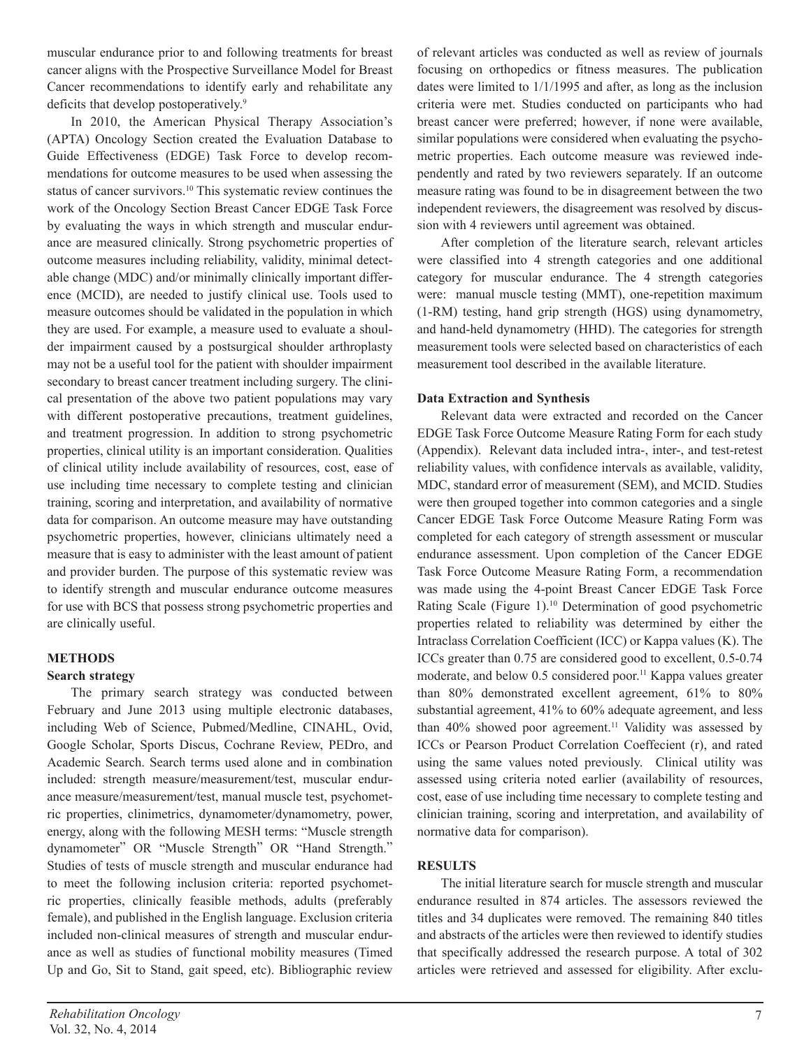muscular endurance prior to and following treatments for breast cancer aligns with the Prospective Surveillance Model for Breast Cancer recommendations to identify early and rehabilitate any deficits that develop postoperatively.[9]

In 2010, the American Physical Therapy Association's (APTA) Oncology Section created the Evaluation Database to Guide Effectiveness (EDGE) Task Force to develop recommendations for outcome measures to be used when assessing the status of cancer survivors.[10] This systematic review continues the work of the Oncology Section Breast Cancer EDGE Task Force by evaluating the ways in which strength and muscular endurance are measured clinically. Strong psychometric properties of outcome measures including reliability, validity, minimal detectable change (MDC) and/or minimally clinically important difference (MCID), are needed to justify clinical use. Tools used to measure outcomes should be validated in the population in which they are used. For example, a measure used to evaluate a shoulder impairment caused by a postsurgical shoulder arthroplasty may not be a useful tool for the patient with shoulder impairment secondary to breast cancer treatment including surgery. The clinical presentation of the above two patient populations may vary with different postoperative precautions, treatment guidelines, and treatment progression. In addition to strong psychometric properties, clinical utility is an important consideration. Qualities of clinical utility include availability of resources, cost, ease of use including time necessary to complete testing and clinician training, scoring and interpretation, and availability of normative data for comparison. An outcome measure may have outstanding psychometric properties, however, clinicians ultimately need a measure that is easy to administer with the least amount of patient and provider burden. The purpose of this systematic review was to identify strength and muscular endurance outcome measures for use with BCS that possess strong psychometric properties and are clinically useful.

## METHODS

### Search strategy

The primary search strategy was conducted between February and June 2013 using multiple electronic databases, including Web of Science, Pubmed/Medline, CINAHL, Ovid, Google Scholar, Sports Discus, Cochrane Review, PEDro, and Academic Search. Search terms used alone and in combination included: strength measure/measurement/test, muscular endurance measure/measurement/test, manual muscle test, psychometric properties, clinimetrics, dynamometer/dynamometry, power, energy, along with the following MESH terms: "Muscle strength dynamometer" OR "Muscle Strength" OR "Hand Strength." Studies of tests of muscle strength and muscular endurance had to meet the following inclusion criteria: reported psychometric properties, clinically feasible methods, adults (preferably female), and published in the English language. Exclusion criteria included non-clinical measures of strength and muscular endurance as well as studies of functional mobility measures (Timed Up and Go, Sit to Stand, gait speed, etc). Bibliographic review of relevant articles was conducted as well as review of journals focusing on orthopedics or fitness measures. The publication dates were limited to 1/1/1995 and after, as long as the inclusion criteria were met. Studies conducted on participants who had breast cancer were preferred; however, if none were available, similar populations were considered when evaluating the psychometric properties. Each outcome measure was reviewed independently and rated by two reviewers separately. If an outcome measure rating was found to be in disagreement between the two independent reviewers, the disagreement was resolved by discussion with 4 reviewers until agreement was obtained.

After completion of the literature search, relevant articles were classified into 4 strength categories and one additional category for muscular endurance. The 4 strength categories were: manual muscle testing (MMT), one-repetition maximum (1-RM) testing, hand grip strength (HGS) using dynamometry, and hand-held dynamometry (HHD). The categories for strength measurement tools were selected based on characteristics of each measurement tool described in the available literature.

### Data Extraction and Synthesis

Relevant data were extracted and recorded on the Cancer EDGE Task Force Outcome Measure Rating Form for each study (Appendix). Relevant data included intra-, inter-, and test-retest reliability values, with confidence intervals as available, validity, MDC, standard error of measurement (SEM), and MCID. Studies were then grouped together into common categories and a single Cancer EDGE Task Force Outcome Measure Rating Form was completed for each category of strength assessment or muscular endurance assessment. Upon completion of the Cancer EDGE Task Force Outcome Measure Rating Form, a recommendation was made using the 4-point Breast Cancer EDGE Task Force Rating Scale (Figure 1).[10] Determination of good psychometric properties related to reliability was determined by either the Intraclass Correlation Coefficient (ICC) or Kappa values (K). The ICCs greater than 0.75 are considered good to excellent, 0.5-0.74 moderate, and below 0.5 considered poor.[11] Kappa values greater than 80% demonstrated excellent agreement, 61% to 80% substantial agreement, 41% to 60% adequate agreement, and less than 40% showed poor agreement.[11] Validity was assessed by ICCs or Pearson Product Correlation Coeffecient (r), and rated using the same values noted previously. Clinical utility was assessed using criteria noted earlier (availability of resources, cost, ease of use including time necessary to complete testing and clinician training, scoring and interpretation, and availability of normative data for comparison).

## RESULTS

The initial literature search for muscle strength and muscular endurance resulted in 874 articles. The assessors reviewed the titles and 34 duplicates were removed. The remaining 840 titles and abstracts of the articles were then reviewed to identify studies that specifically addressed the research purpose. A total of 302 articles were retrieved and assessed for eligibility. After exclu-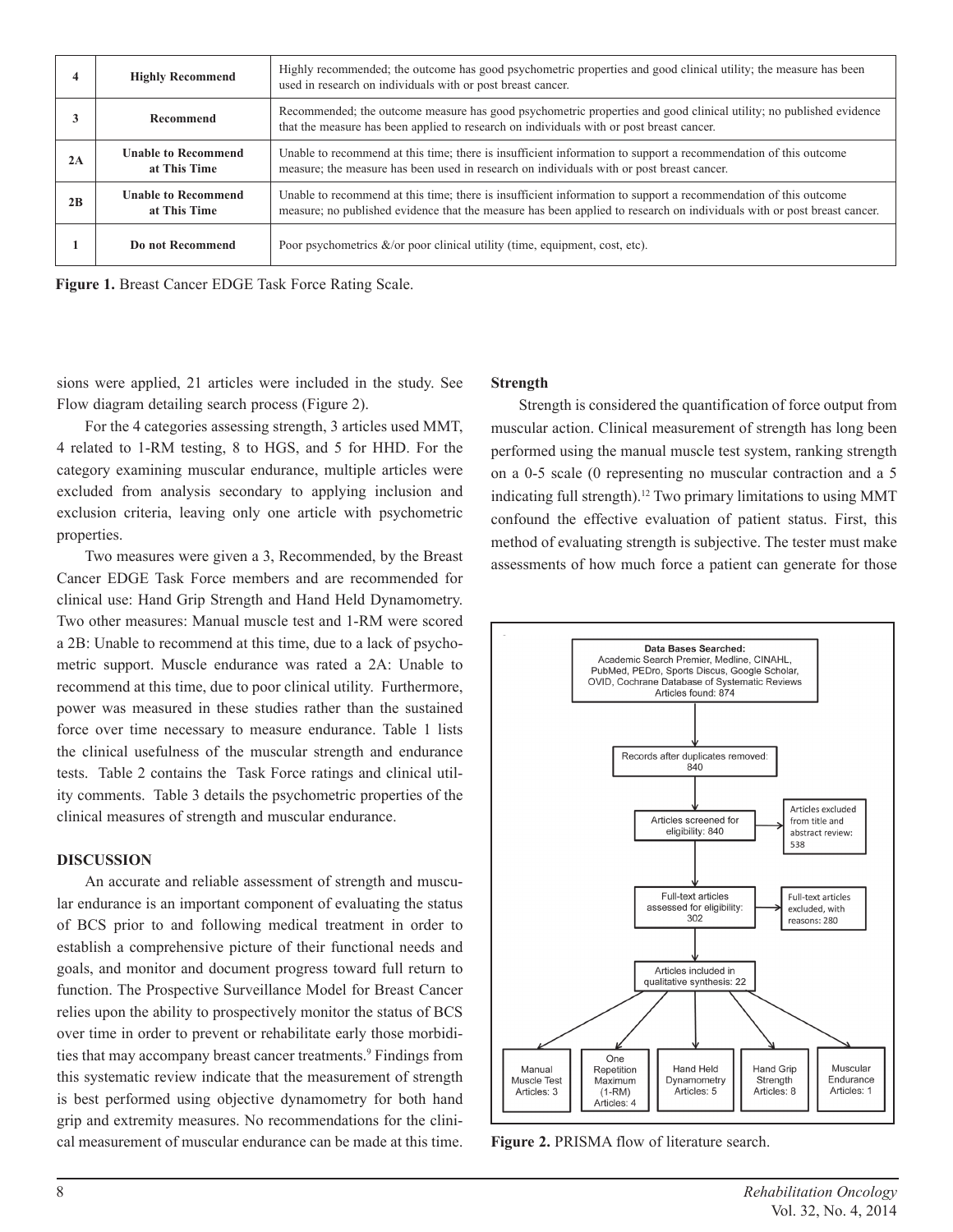| 4 | **Highly Recommend** | Highly recommended; the outcome has good psychometric properties and good clinical utility; the measure has been used in research on individuals with or post breast cancer. |
|---|---|---|
| 3 | **Recommend** | Recommended; the outcome measure has good psychometric properties and good clinical utility; no published evidence that the measure has been applied to research on individuals with or post breast cancer. |
| 2A | **Unable to Recommend at This Time** | Unable to recommend at this time; there is insufficient information to support a recommendation of this outcome measure; the measure has been used in research on individuals with or post breast cancer. |
| 2B | **Unable to Recommend at This Time** | Unable to recommend at this time; there is insufficient information to support a recommendation of this outcome measure; no published evidence that the measure has been applied to research on individuals with or post breast cancer. |
| 1 | **Do not Recommend** | Poor psychometrics &/or poor clinical utility (time, equipment, cost, etc). |

**Figure 1.** Breast Cancer EDGE Task Force Rating Scale.

sions were applied, 21 articles were included in the study. See Flow diagram detailing search process (Figure 2).

For the 4 categories assessing strength, 3 articles used MMT, 4 related to 1-RM testing, 8 to HGS, and 5 for HHD. For the category examining muscular endurance, multiple articles were excluded from analysis secondary to applying inclusion and exclusion criteria, leaving only one article with psychometric properties.

Two measures were given a 3, Recommended, by the Breast Cancer EDGE Task Force members and are recommended for clinical use: Hand Grip Strength and Hand Held Dynamometry. Two other measures: Manual muscle test and 1-RM were scored a 2B: Unable to recommend at this time, due to a lack of psychometric support. Muscle endurance was rated a 2A: Unable to recommend at this time, due to poor clinical utility. Furthermore, power was measured in these studies rather than the sustained force over time necessary to measure endurance. Table 1 lists the clinical usefulness of the muscular strength and endurance tests. Table 2 contains the Task Force ratings and clinical utility comments. Table 3 details the psychometric properties of the clinical measures of strength and muscular endurance.

## DISCUSSION

An accurate and reliable assessment of strength and muscular endurance is an important component of evaluating the status of BCS prior to and following medical treatment in order to establish a comprehensive picture of their functional needs and goals, and monitor and document progress toward full return to function. The Prospective Surveillance Model for Breast Cancer relies upon the ability to prospectively monitor the status of BCS over time in order to prevent or rehabilitate early those morbidities that may accompany breast cancer treatments.[9] Findings from this systematic review indicate that the measurement of strength is best performed using objective dynamometry for both hand grip and extremity measures. No recommendations for the clinical measurement of muscular endurance can be made at this time.

### Strength

Strength is considered the quantification of force output from muscular action. Clinical measurement of strength has long been performed using the manual muscle test system, ranking strength on a 0-5 scale (0 representing no muscular contraction and a 5 indicating full strength).[12] Two primary limitations to using MMT confound the effective evaluation of patient status. First, this method of evaluating strength is subjective. The tester must make assessments of how much force a patient can generate for those

Data Bases Searched: Academic Search Premier, Medline, CINAHL, PubMed, PEDro, Sports Discus, Google Scholar, OVID, Cochrane Database of Systematic Reviews. Articles found: 874

Records after duplicates removed: 840

Articles screened for eligibility: 840 → Articles excluded from title and abstract review: 538

Full-text articles assessed for eligibility: 302 → Full-text articles excluded, with reasons: 280

Articles included in qualitative synthesis: 22

Manual Muscle Test Articles: 3 | One Repetition Maximum (1-RM) Articles: 4 | Hand Held Dynamometry Articles: 5 | Hand Grip Strength Articles: 8 | Muscular Endurance Articles: 1

**Figure 2.** PRISMA flow of literature search.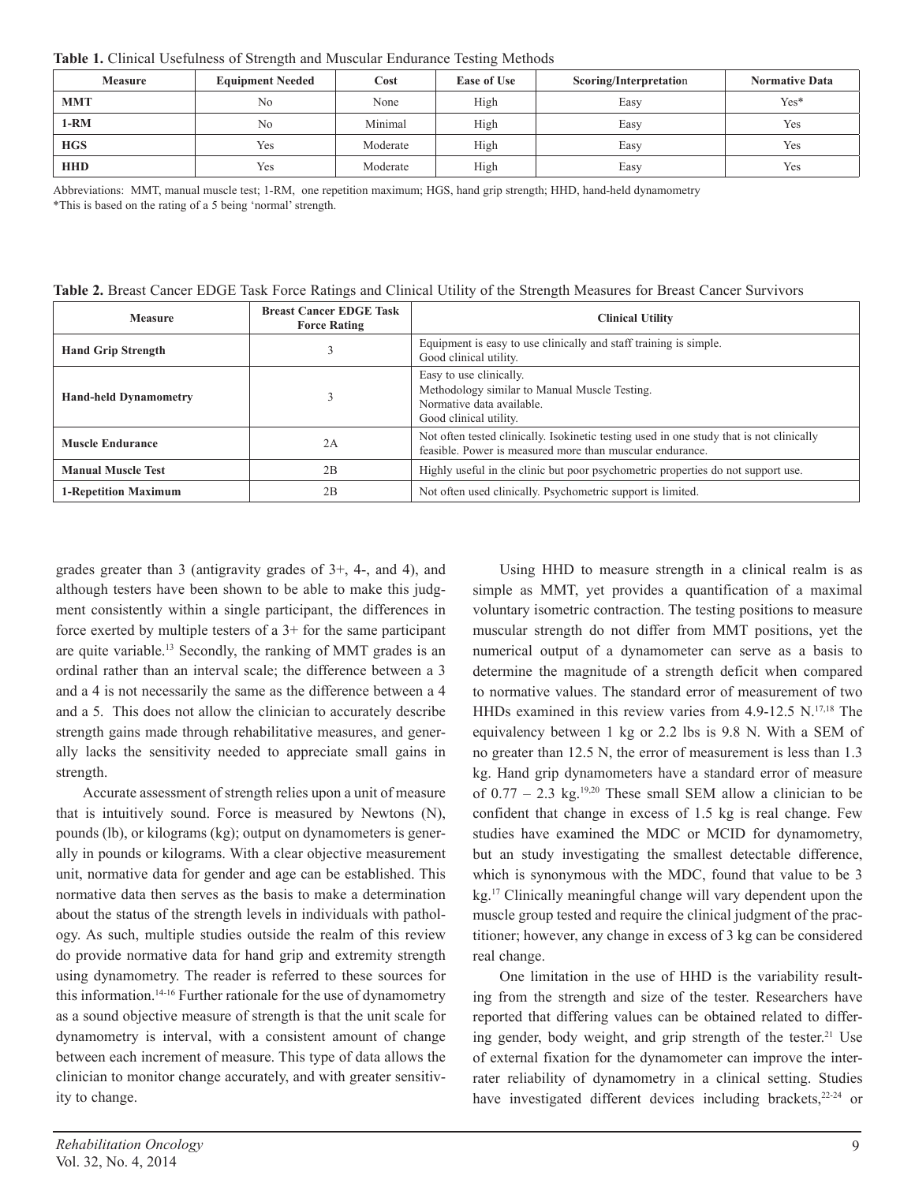**Table 1.** Clinical Usefulness of Strength and Muscular Endurance Testing Methods

| Measure | Equipment Needed | Cost | Ease of Use | Scoring/Interpretation | Normative Data |
|---|---|---|---|---|---|
| **MMT** | No | None | High | Easy | Yes* |
| **1-RM** | No | Minimal | High | Easy | Yes |
| **HGS** | Yes | Moderate | High | Easy | Yes |
| **HHD** | Yes | Moderate | High | Easy | Yes |

Abbreviations: MMT, manual muscle test; 1-RM, one repetition maximum; HGS, hand grip strength; HHD, hand-held dynamometry
*This is based on the rating of a 5 being 'normal' strength.

**Table 2.** Breast Cancer EDGE Task Force Ratings and Clinical Utility of the Strength Measures for Breast Cancer Survivors

| Measure | Breast Cancer EDGE Task Force Rating | Clinical Utility |
|---|---|---|
| **Hand Grip Strength** | 3 | Equipment is easy to use clinically and staff training is simple. Good clinical utility. |
| **Hand-held Dynamometry** | 3 | Easy to use clinically. Methodology similar to Manual Muscle Testing. Normative data available. Good clinical utility. |
| **Muscle Endurance** | 2A | Not often tested clinically. Isokinetic testing used in one study that is not clinically feasible. Power is measured more than muscular endurance. |
| **Manual Muscle Test** | 2B | Highly useful in the clinic but poor psychometric properties do not support use. |
| **1-Repetition Maximum** | 2B | Not often used clinically. Psychometric support is limited. |

grades greater than 3 (antigravity grades of 3+, 4-, and 4), and although testers have been shown to be able to make this judgment consistently within a single participant, the differences in force exerted by multiple testers of a 3+ for the same participant are quite variable.[13] Secondly, the ranking of MMT grades is an ordinal rather than an interval scale; the difference between a 3 and a 4 is not necessarily the same as the difference between a 4 and a 5. This does not allow the clinician to accurately describe strength gains made through rehabilitative measures, and generally lacks the sensitivity needed to appreciate small gains in strength.

Accurate assessment of strength relies upon a unit of measure that is intuitively sound. Force is measured by Newtons (N), pounds (lb), or kilograms (kg); output on dynamometers is generally in pounds or kilograms. With a clear objective measurement unit, normative data for gender and age can be established. This normative data then serves as the basis to make a determination about the status of the strength levels in individuals with pathology. As such, multiple studies outside the realm of this review do provide normative data for hand grip and extremity strength using dynamometry. The reader is referred to these sources for this information.[14-16] Further rationale for the use of dynamometry as a sound objective measure of strength is that the unit scale for dynamometry is interval, with a consistent amount of change between each increment of measure. This type of data allows the clinician to monitor change accurately, and with greater sensitivity to change.

Using HHD to measure strength in a clinical realm is as simple as MMT, yet provides a quantification of a maximal voluntary isometric contraction. The testing positions to measure muscular strength do not differ from MMT positions, yet the numerical output of a dynamometer can serve as a basis to determine the magnitude of a strength deficit when compared to normative values. The standard error of measurement of two HHDs examined in this review varies from 4.9-12.5 N.[17,18] The equivalency between 1 kg or 2.2 lbs is 9.8 N. With a SEM of no greater than 12.5 N, the error of measurement is less than 1.3 kg. Hand grip dynamometers have a standard error of measure of 0.77 – 2.3 kg.[19,20] These small SEM allow a clinician to be confident that change in excess of 1.5 kg is real change. Few studies have examined the MDC or MCID for dynamometry, but an study investigating the smallest detectable difference, which is synonymous with the MDC, found that value to be 3 kg.[17] Clinically meaningful change will vary dependent upon the muscle group tested and require the clinical judgment of the practitioner; however, any change in excess of 3 kg can be considered real change.

One limitation in the use of HHD is the variability resulting from the strength and size of the tester. Researchers have reported that differing values can be obtained related to differing gender, body weight, and grip strength of the tester.[21] Use of external fixation for the dynamometer can improve the interrater reliability of dynamometry in a clinical setting. Studies have investigated different devices including brackets,[22-24] or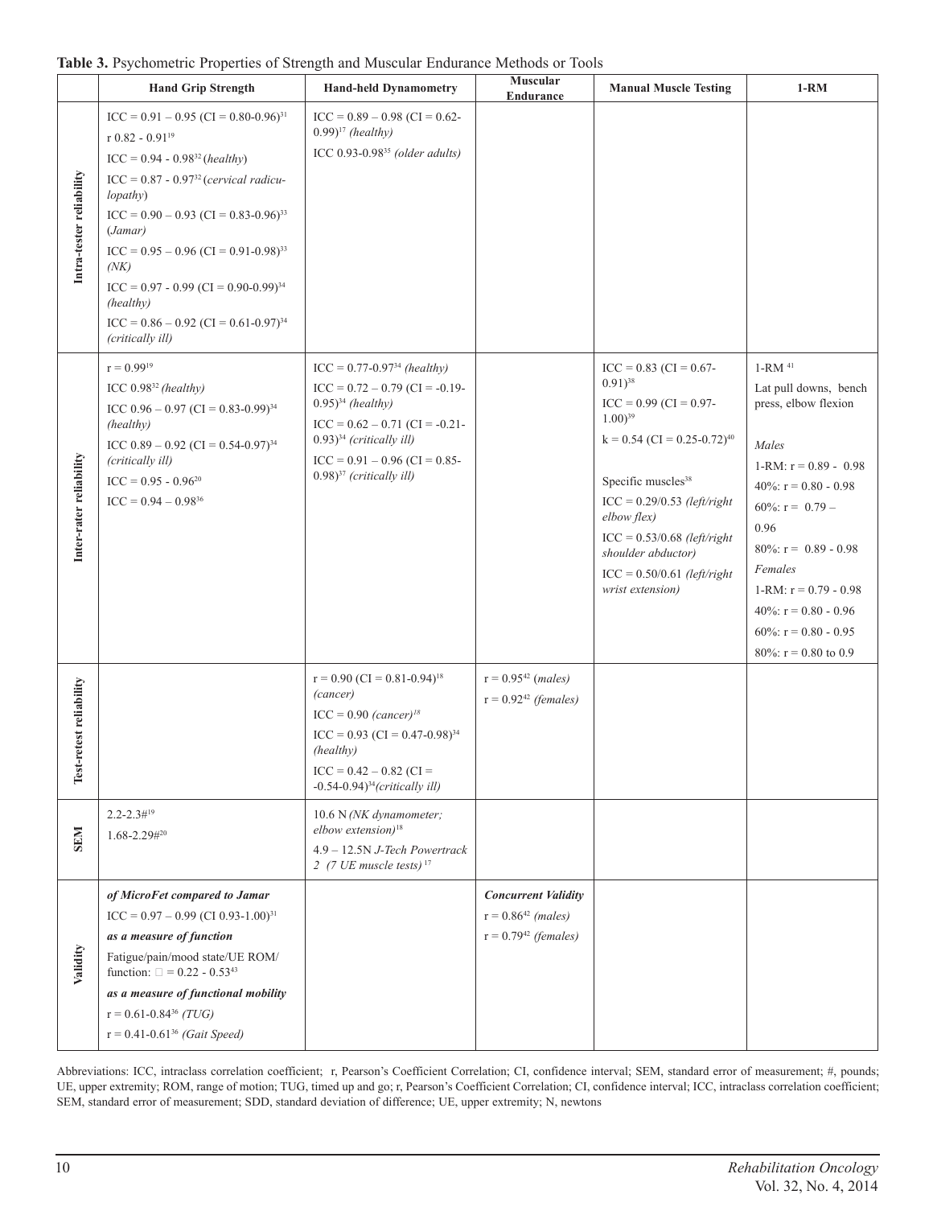**Table 3.** Psychometric Properties of Strength and Muscular Endurance Methods or Tools

| | Hand Grip Strength | Hand-held Dynamometry | Muscular Endurance | Manual Muscle Testing | 1-RM |
|---|---|---|---|---|---|
| Intra-tester reliability | ICC = 0.91 – 0.95 (CI = 0.80-0.96)[31]<br>r 0.82 - 0.91[19]<br>ICC = 0.94 - 0.98[32] (*healthy*)<br>ICC = 0.87 - 0.97[32] (*cervical radiculopathy*)<br>ICC = 0.90 – 0.93 (CI = 0.83-0.96)[33] (*Jamar*)<br>ICC = 0.95 – 0.96 (CI = 0.91-0.98)[33] (*NK*)<br>ICC = 0.97 - 0.99 (CI = 0.90-0.99)[34] (*healthy*)<br>ICC = 0.86 – 0.92 (CI = 0.61-0.97)[34] (*critically ill*) | ICC = 0.89 – 0.98 (CI = 0.62-0.99)[17] *(healthy)*<br>ICC 0.93-0.98[35] *(older adults)* | | | |
| Inter-rater reliability | r = 0.99[19]<br>ICC 0.98[32] *(healthy)*<br>ICC 0.96 – 0.97 (CI = 0.83-0.99)[34] *(healthy)*<br>ICC 0.89 – 0.92 (CI = 0.54-0.97)[34] *(critically ill)*<br>ICC = 0.95 - 0.96[20]<br>ICC = 0.94 – 0.98[36] | ICC = 0.77-0.97[34] *(healthy)*<br>ICC = 0.72 – 0.79 (CI = -0.19-0.95)[34] *(healthy)*<br>ICC = 0.62 – 0.71 (CI = -0.21-0.93)[34] *(critically ill)*<br>ICC = 0.91 – 0.96 (CI = 0.85-0.98)[37] *(critically ill)* | | ICC = 0.83 (CI = 0.67-0.91)[38]<br>ICC = 0.99 (CI = 0.97-1.00)[39]<br>k = 0.54 (CI = 0.25-0.72)[40]<br><br>Specific muscles[38]<br>ICC = 0.29/0.53 *(left/right elbow flex)*<br>ICC = 0.53/0.68 *(left/right shoulder abductor)*<br>ICC = 0.50/0.61 *(left/right wrist extension)* | 1-RM [41]<br>Lat pull downs, bench press, elbow flexion<br><br>*Males*<br>1-RM: r = 0.89 - 0.98<br>40%: r = 0.80 - 0.98<br>60%: r = 0.79 – 0.96<br>80%: r = 0.89 - 0.98<br>*Females*<br>1-RM: r = 0.79 - 0.98<br>40%: r = 0.80 - 0.96<br>60%: r = 0.80 - 0.95<br>80%: r = 0.80 to 0.9 |
| Test-retest reliability | | r = 0.90 (CI = 0.81-0.94)[18] *(cancer)*<br>ICC = 0.90 *(cancer)*[18]<br>ICC = 0.93 (CI = 0.47-0.98)[34] *(healthy)*<br>ICC = 0.42 – 0.82 (CI = -0.54-0.94)[34] *(critically ill)* | r = 0.95[42] (*males*)<br>r = 0.92[42] *(females)* | | |
| SEM | 2.2-2.3#[19]<br>1.68-2.29#[20] | 10.6 N *(NK dynamometer; elbow extension)*[18]<br>4.9 – 12.5N *J-Tech Powertrack 2 (7 UE muscle tests)*[17] | | | |
| Validity | ***of MicroFet compared to Jamar***<br>ICC = 0.97 – 0.99 (CI 0.93-1.00)[31]<br>***as a measure of function***<br>Fatigue/pain/mood state/UE ROM/function: □ = 0.22 - 0.53[43]<br>***as a measure of functional mobility***<br>r = 0.61-0.84[36] *(TUG)*<br>r = 0.41-0.61[36] *(Gait Speed)* | | ***Concurrent Validity***<br>r = 0.86[42] *(males)*<br>r = 0.79[42] *(females)* | | |

Abbreviations: ICC, intraclass correlation coefficient; r, Pearson's Coefficient Correlation; CI, confidence interval; SEM, standard error of measurement; #, pounds; UE, upper extremity; ROM, range of motion; TUG, timed up and go; r, Pearson's Coefficient Correlation; CI, confidence interval; ICC, intraclass correlation coefficient; SEM, standard error of measurement; SDD, standard deviation of difference; UE, upper extremity; N, newtons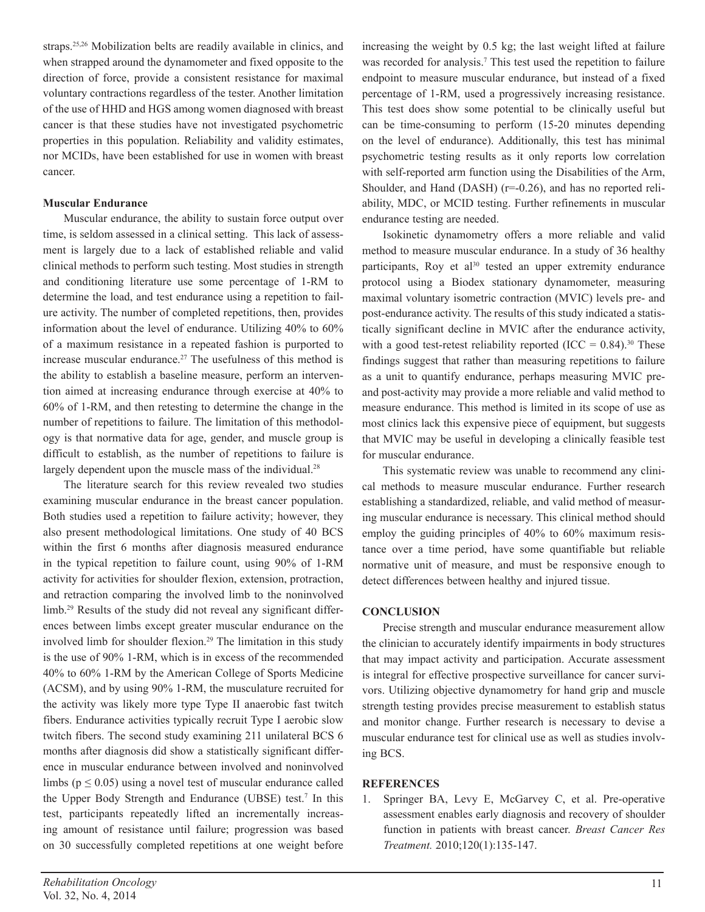straps.[25,26] Mobilization belts are readily available in clinics, and when strapped around the dynamometer and fixed opposite to the direction of force, provide a consistent resistance for maximal voluntary contractions regardless of the tester. Another limitation of the use of HHD and HGS among women diagnosed with breast cancer is that these studies have not investigated psychometric properties in this population. Reliability and validity estimates, nor MCIDs, have been established for use in women with breast cancer.

**Muscular Endurance**

Muscular endurance, the ability to sustain force output over time, is seldom assessed in a clinical setting. This lack of assessment is largely due to a lack of established reliable and valid clinical methods to perform such testing. Most studies in strength and conditioning literature use some percentage of 1-RM to determine the load, and test endurance using a repetition to failure activity. The number of completed repetitions, then, provides information about the level of endurance. Utilizing 40% to 60% of a maximum resistance in a repeated fashion is purported to increase muscular endurance.[27] The usefulness of this method is the ability to establish a baseline measure, perform an intervention aimed at increasing endurance through exercise at 40% to 60% of 1-RM, and then retesting to determine the change in the number of repetitions to failure. The limitation of this methodology is that normative data for age, gender, and muscle group is difficult to establish, as the number of repetitions to failure is largely dependent upon the muscle mass of the individual.[28]

The literature search for this review revealed two studies examining muscular endurance in the breast cancer population. Both studies used a repetition to failure activity; however, they also present methodological limitations. One study of 40 BCS within the first 6 months after diagnosis measured endurance in the typical repetition to failure count, using 90% of 1-RM activity for activities for shoulder flexion, extension, protraction, and retraction comparing the involved limb to the noninvolved limb.[29] Results of the study did not reveal any significant differences between limbs except greater muscular endurance on the involved limb for shoulder flexion.[29] The limitation in this study is the use of 90% 1-RM, which is in excess of the recommended 40% to 60% 1-RM by the American College of Sports Medicine (ACSM), and by using 90% 1-RM, the musculature recruited for the activity was likely more type Type II anaerobic fast twitch fibers. Endurance activities typically recruit Type I aerobic slow twitch fibers. The second study examining 211 unilateral BCS 6 months after diagnosis did show a statistically significant difference in muscular endurance between involved and noninvolved limbs ($p \leq 0.05$) using a novel test of muscular endurance called the Upper Body Strength and Endurance (UBSE) test.[7] In this test, participants repeatedly lifted an incrementally increasing amount of resistance until failure; progression was based on 30 successfully completed repetitions at one weight before increasing the weight by 0.5 kg; the last weight lifted at failure was recorded for analysis.[7] This test used the repetition to failure endpoint to measure muscular endurance, but instead of a fixed percentage of 1-RM, used a progressively increasing resistance. This test does show some potential to be clinically useful but can be time-consuming to perform (15-20 minutes depending on the level of endurance). Additionally, this test has minimal psychometric testing results as it only reports low correlation with self-reported arm function using the Disabilities of the Arm, Shoulder, and Hand (DASH) ($r=-0.26$), and has no reported reliability, MDC, or MCID testing. Further refinements in muscular endurance testing are needed.

Isokinetic dynamometry offers a more reliable and valid method to measure muscular endurance. In a study of 36 healthy participants, Roy et al[30] tested an upper extremity endurance protocol using a Biodex stationary dynamometer, measuring maximal voluntary isometric contraction (MVIC) levels pre- and post-endurance activity. The results of this study indicated a statistically significant decline in MVIC after the endurance activity, with a good test-retest reliability reported (ICC = 0.84).[30] These findings suggest that rather than measuring repetitions to failure as a unit to quantify endurance, perhaps measuring MVIC pre- and post-activity may provide a more reliable and valid method to measure endurance. This method is limited in its scope of use as most clinics lack this expensive piece of equipment, but suggests that MVIC may be useful in developing a clinically feasible test for muscular endurance.

This systematic review was unable to recommend any clinical methods to measure muscular endurance. Further research establishing a standardized, reliable, and valid method of measuring muscular endurance is necessary. This clinical method should employ the guiding principles of 40% to 60% maximum resistance over a time period, have some quantifiable but reliable normative unit of measure, and must be responsive enough to detect differences between healthy and injured tissue.

## CONCLUSION

Precise strength and muscular endurance measurement allow the clinician to accurately identify impairments in body structures that may impact activity and participation. Accurate assessment is integral for effective prospective surveillance for cancer survivors. Utilizing objective dynamometry for hand grip and muscle strength testing provides precise measurement to establish status and monitor change. Further research is necessary to devise a muscular endurance test for clinical use as well as studies involving BCS.

## REFERENCES

1. Springer BA, Levy E, McGarvey C, et al. Pre-operative assessment enables early diagnosis and recovery of shoulder function in patients with breast cancer. *Breast Cancer Res Treatment.* 2010;120(1):135-147.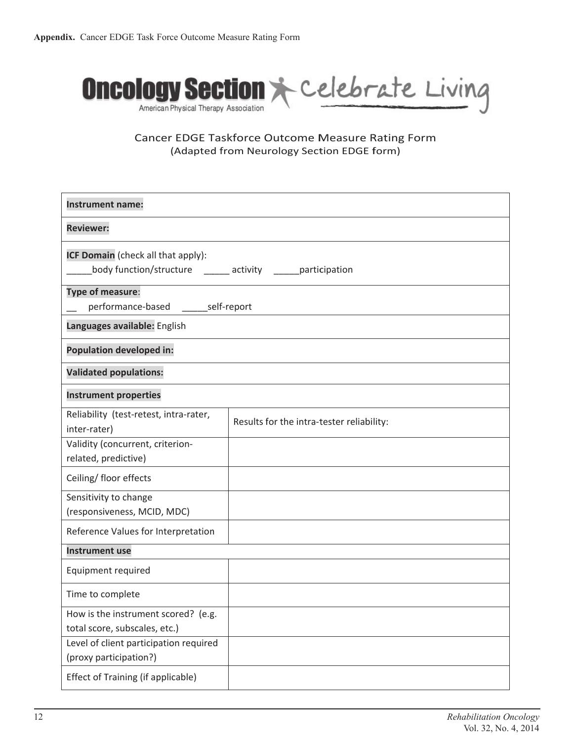**Appendix.** Cancer EDGE Task Force Outcome Measure Rating Form

**Oncology Section** Celebrate Living
American Physical Therapy Association

Cancer EDGE Taskforce Outcome Measure Rating Form
(Adapted from Neurology Section EDGE form)

| **Instrument name:** | |
|---|---|
| **Reviewer:** | |
| **ICF Domain** (check all that apply):<br>_____body function/structure _____ activity _____participation | |
| **Type of measure**:<br>__ performance-based _____self-report | |
| **Languages available:** English | |
| **Population developed in:** | |
| **Validated populations:** | |
| **Instrument properties** | |
| Reliability (test-retest, intra-rater, inter-rater) | Results for the intra-tester reliability: |
| Validity (concurrent, criterion-related, predictive) | |
| Ceiling/ floor effects | |
| Sensitivity to change (responsiveness, MCID, MDC) | |
| Reference Values for Interpretation | |
| **Instrument use** | |
| Equipment required | |
| Time to complete | |
| How is the instrument scored? (e.g. total score, subscales, etc.) | |
| Level of client participation required (proxy participation?) | |
| Effect of Training (if applicable) | |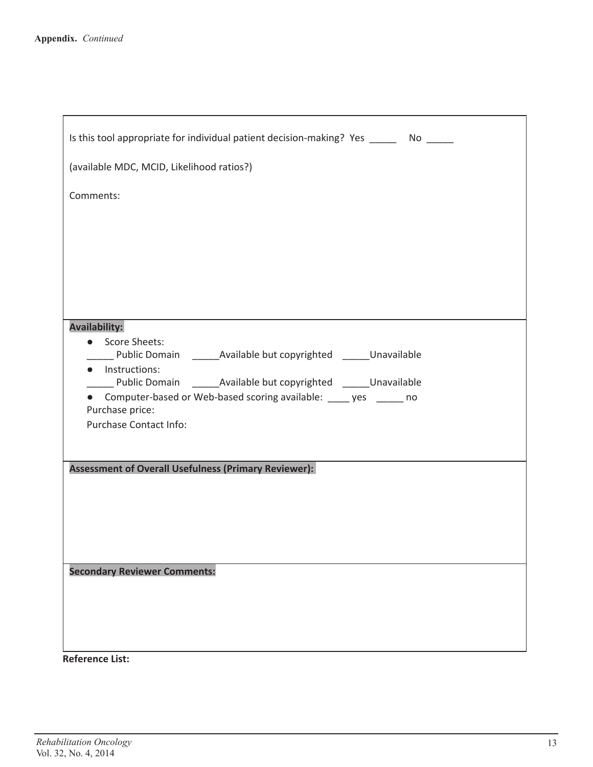**Appendix.** *Continued*

Is this tool appropriate for individual patient decision-making? Yes _____ No _____

(available MDC, MCID, Likelihood ratios?)

Comments:

**Availability:**

- Score Sheets:
  _____ Public Domain _____Available but copyrighted _____Unavailable
- Instructions:
  _____ Public Domain _____Available but copyrighted _____Unavailable
- Computer-based or Web-based scoring available: ____ yes _____ no

  Purchase price:

  Purchase Contact Info:

**Assessment of Overall Usefulness (Primary Reviewer):**

**Secondary Reviewer Comments:**

**Reference List:**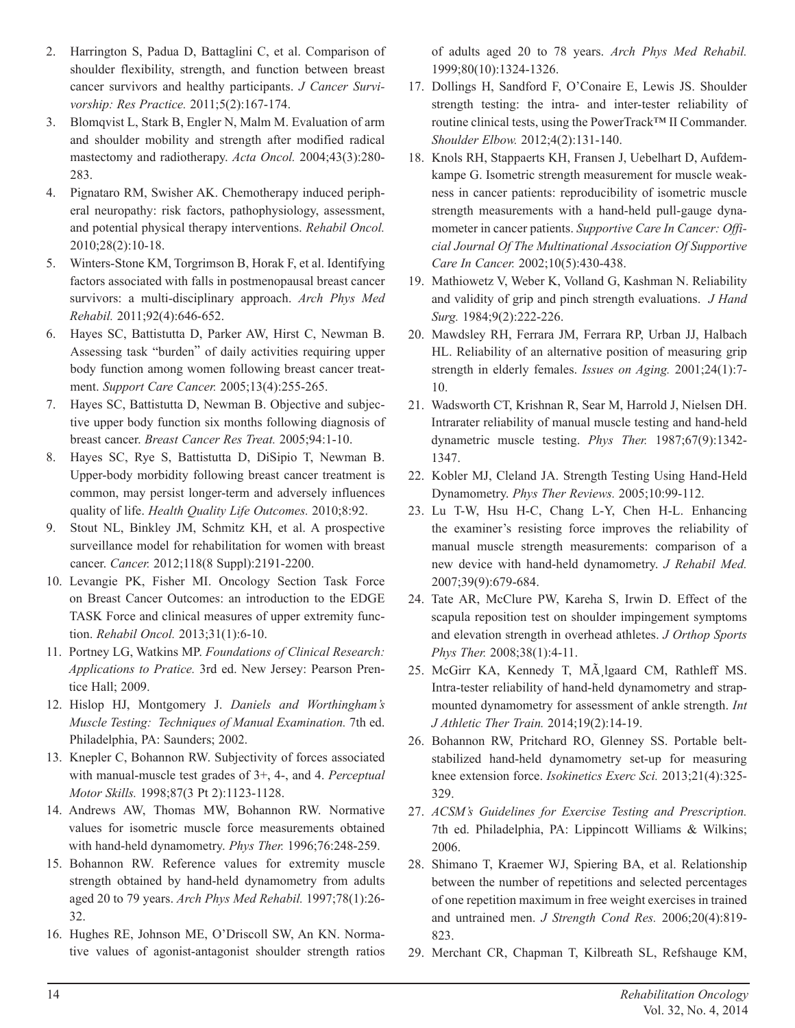2. Harrington S, Padua D, Battaglini C, et al. Comparison of shoulder flexibility, strength, and function between breast cancer survivors and healthy participants. *J Cancer Survivorship: Res Practice.* 2011;5(2):167-174.
3. Blomqvist L, Stark B, Engler N, Malm M. Evaluation of arm and shoulder mobility and strength after modified radical mastectomy and radiotherapy. *Acta Oncol.* 2004;43(3):280-283.
4. Pignataro RM, Swisher AK. Chemotherapy induced peripheral neuropathy: risk factors, pathophysiology, assessment, and potential physical therapy interventions. *Rehabil Oncol.* 2010;28(2):10-18.
5. Winters-Stone KM, Torgrimson B, Horak F, et al. Identifying factors associated with falls in postmenopausal breast cancer survivors: a multi-disciplinary approach. *Arch Phys Med Rehabil.* 2011;92(4):646-652.
6. Hayes SC, Battistutta D, Parker AW, Hirst C, Newman B. Assessing task "burden" of daily activities requiring upper body function among women following breast cancer treatment. *Support Care Cancer.* 2005;13(4):255-265.
7. Hayes SC, Battistutta D, Newman B. Objective and subjective upper body function six months following diagnosis of breast cancer. *Breast Cancer Res Treat.* 2005;94:1-10.
8. Hayes SC, Rye S, Battistutta D, DiSipio T, Newman B. Upper-body morbidity following breast cancer treatment is common, may persist longer-term and adversely influences quality of life. *Health Quality Life Outcomes.* 2010;8:92.
9. Stout NL, Binkley JM, Schmitz KH, et al. A prospective surveillance model for rehabilitation for women with breast cancer. *Cancer.* 2012;118(8 Suppl):2191-2200.
10. Levangie PK, Fisher MI. Oncology Section Task Force on Breast Cancer Outcomes: an introduction to the EDGE TASK Force and clinical measures of upper extremity function. *Rehabil Oncol.* 2013;31(1):6-10.
11. Portney LG, Watkins MP. *Foundations of Clinical Research: Applications to Pratice.* 3rd ed. New Jersey: Pearson Prentice Hall; 2009.
12. Hislop HJ, Montgomery J. *Daniels and Worthingham's Muscle Testing: Techniques of Manual Examination.* 7th ed. Philadelphia, PA: Saunders; 2002.
13. Knepler C, Bohannon RW. Subjectivity of forces associated with manual-muscle test grades of 3+, 4-, and 4. *Perceptual Motor Skills.* 1998;87(3 Pt 2):1123-1128.
14. Andrews AW, Thomas MW, Bohannon RW. Normative values for isometric muscle force measurements obtained with hand-held dynamometry. *Phys Ther.* 1996;76:248-259.
15. Bohannon RW. Reference values for extremity muscle strength obtained by hand-held dynamometry from adults aged 20 to 79 years. *Arch Phys Med Rehabil.* 1997;78(1):26-32.
16. Hughes RE, Johnson ME, O'Driscoll SW, An KN. Normative values of agonist-antagonist shoulder strength ratios of adults aged 20 to 78 years. *Arch Phys Med Rehabil.* 1999;80(10):1324-1326.
17. Dollings H, Sandford F, O'Conaire E, Lewis JS. Shoulder strength testing: the intra- and inter-tester reliability of routine clinical tests, using the PowerTrack™ II Commander. *Shoulder Elbow.* 2012;4(2):131-140.
18. Knols RH, Stappaerts KH, Fransen J, Uebelhart D, Aufdemkampe G. Isometric strength measurement for muscle weakness in cancer patients: reproducibility of isometric muscle strength measurements with a hand-held pull-gauge dynamometer in cancer patients. *Supportive Care In Cancer: Official Journal Of The Multinational Association Of Supportive Care In Cancer.* 2002;10(5):430-438.
19. Mathiowetz V, Weber K, Volland G, Kashman N. Reliability and validity of grip and pinch strength evaluations. *J Hand Surg.* 1984;9(2):222-226.
20. Mawdsley RH, Ferrara JM, Ferrara RP, Urban JJ, Halbach HL. Reliability of an alternative position of measuring grip strength in elderly females. *Issues on Aging.* 2001;24(1):7-10.
21. Wadsworth CT, Krishnan R, Sear M, Harrold J, Nielsen DH. Intrarater reliability of manual muscle testing and hand-held dynametric muscle testing. *Phys Ther.* 1987;67(9):1342-1347.
22. Kobler MJ, Cleland JA. Strength Testing Using Hand-Held Dynamometry. *Phys Ther Reviews.* 2005;10:99-112.
23. Lu T-W, Hsu H-C, Chang L-Y, Chen H-L. Enhancing the examiner's resisting force improves the reliability of manual muscle strength measurements: comparison of a new device with hand-held dynamometry. *J Rehabil Med.* 2007;39(9):679-684.
24. Tate AR, McClure PW, Kareha S, Irwin D. Effect of the scapula reposition test on shoulder impingement symptoms and elevation strength in overhead athletes. *J Orthop Sports Phys Ther.* 2008;38(1):4-11.
25. McGirr KA, Kennedy T, MÃ¸lgaard CM, Rathleff MS. Intra-tester reliability of hand-held dynamometry and strap-mounted dynamometry for assessment of ankle strength. *Int J Athletic Ther Train.* 2014;19(2):14-19.
26. Bohannon RW, Pritchard RO, Glenney SS. Portable belt-stabilized hand-held dynamometry set-up for measuring knee extension force. *Isokinetics Exerc Sci.* 2013;21(4):325-329.
27. *ACSM's Guidelines for Exercise Testing and Prescription.* 7th ed. Philadelphia, PA: Lippincott Williams & Wilkins; 2006.
28. Shimano T, Kraemer WJ, Spiering BA, et al. Relationship between the number of repetitions and selected percentages of one repetition maximum in free weight exercises in trained and untrained men. *J Strength Cond Res.* 2006;20(4):819-823.
29. Merchant CR, Chapman T, Kilbreath SL, Refshauge KM,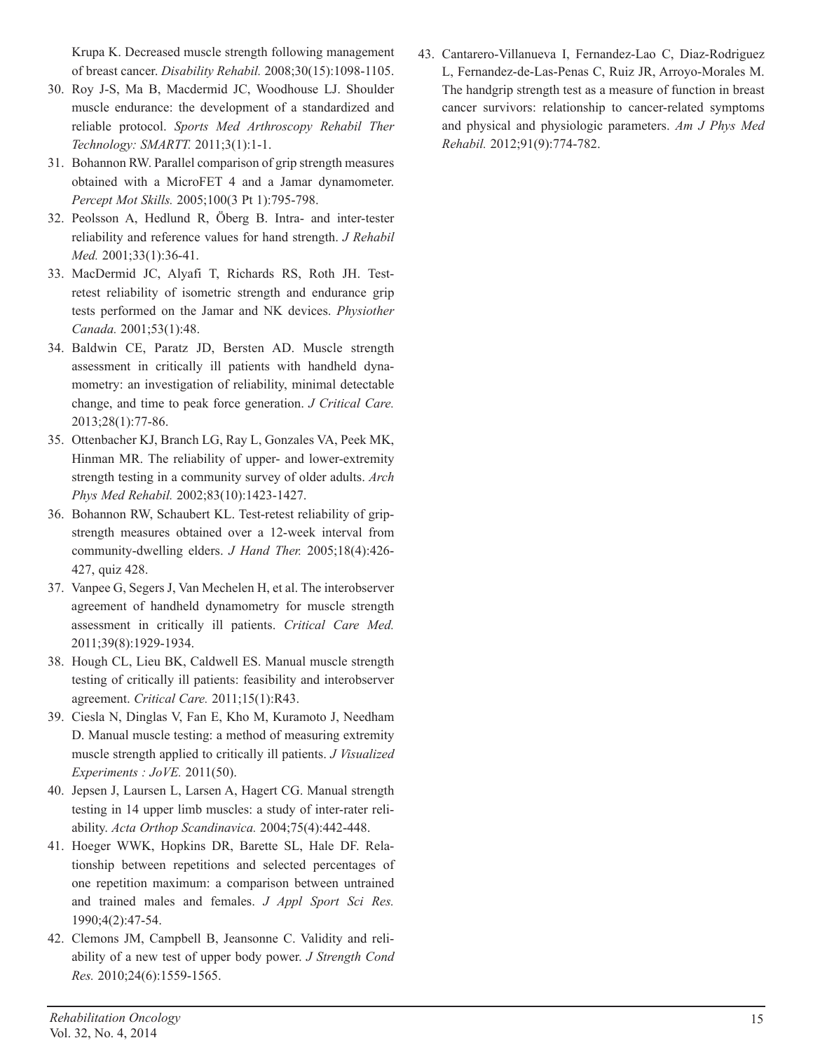Krupa K. Decreased muscle strength following management of breast cancer. *Disability Rehabil.* 2008;30(15):1098-1105.

30. Roy J-S, Ma B, Macdermid JC, Woodhouse LJ. Shoulder muscle endurance: the development of a standardized and reliable protocol. *Sports Med Arthroscopy Rehabil Ther Technology: SMARTT.* 2011;3(1):1-1.
31. Bohannon RW. Parallel comparison of grip strength measures obtained with a MicroFET 4 and a Jamar dynamometer. *Percept Mot Skills.* 2005;100(3 Pt 1):795-798.
32. Peolsson A, Hedlund R, Öberg B. Intra- and inter-tester reliability and reference values for hand strength. *J Rehabil Med.* 2001;33(1):36-41.
33. MacDermid JC, Alyafi T, Richards RS, Roth JH. Test-retest reliability of isometric strength and endurance grip tests performed on the Jamar and NK devices. *Physiother Canada.* 2001;53(1):48.
34. Baldwin CE, Paratz JD, Bersten AD. Muscle strength assessment in critically ill patients with handheld dynamometry: an investigation of reliability, minimal detectable change, and time to peak force generation. *J Critical Care.* 2013;28(1):77-86.
35. Ottenbacher KJ, Branch LG, Ray L, Gonzales VA, Peek MK, Hinman MR. The reliability of upper- and lower-extremity strength testing in a community survey of older adults. *Arch Phys Med Rehabil.* 2002;83(10):1423-1427.
36. Bohannon RW, Schaubert KL. Test-retest reliability of grip-strength measures obtained over a 12-week interval from community-dwelling elders. *J Hand Ther.* 2005;18(4):426-427, quiz 428.
37. Vanpee G, Segers J, Van Mechelen H, et al. The interobserver agreement of handheld dynamometry for muscle strength assessment in critically ill patients. *Critical Care Med.* 2011;39(8):1929-1934.
38. Hough CL, Lieu BK, Caldwell ES. Manual muscle strength testing of critically ill patients: feasibility and interobserver agreement. *Critical Care.* 2011;15(1):R43.
39. Ciesla N, Dinglas V, Fan E, Kho M, Kuramoto J, Needham D. Manual muscle testing: a method of measuring extremity muscle strength applied to critically ill patients. *J Visualized Experiments : JoVE.* 2011(50).
40. Jepsen J, Laursen L, Larsen A, Hagert CG. Manual strength testing in 14 upper limb muscles: a study of inter-rater reliability. *Acta Orthop Scandinavica.* 2004;75(4):442-448.
41. Hoeger WWK, Hopkins DR, Barette SL, Hale DF. Relationship between repetitions and selected percentages of one repetition maximum: a comparison between untrained and trained males and females. *J Appl Sport Sci Res.* 1990;4(2):47-54.
42. Clemons JM, Campbell B, Jeansonne C. Validity and reliability of a new test of upper body power. *J Strength Cond Res.* 2010;24(6):1559-1565.
43. Cantarero-Villanueva I, Fernandez-Lao C, Diaz-Rodriguez L, Fernandez-de-Las-Penas C, Ruiz JR, Arroyo-Morales M. The handgrip strength test as a measure of function in breast cancer survivors: relationship to cancer-related symptoms and physical and physiologic parameters. *Am J Phys Med Rehabil.* 2012;91(9):774-782.